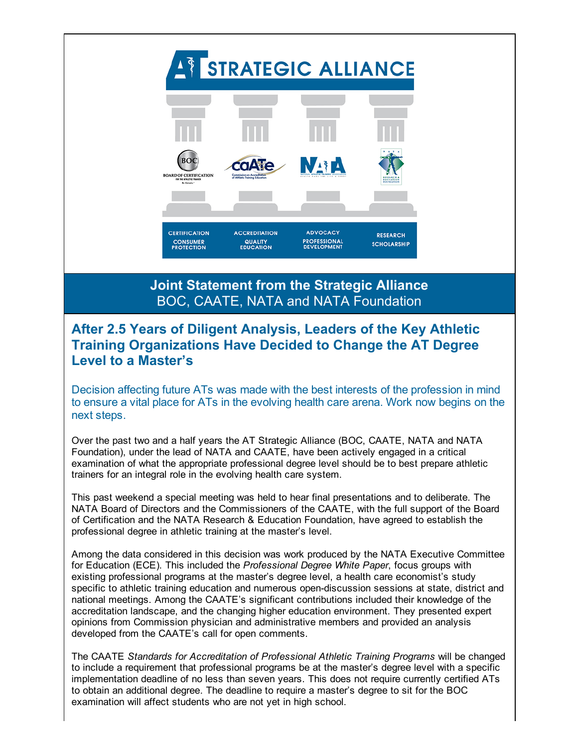# AT STRATEGIC ALLIANCE

CERTIFICATION
CONSUMER PROTECTION

ACCREDITATION
QUALITY EDUCATION

ADVOCACY
PROFESSIONAL DEVELOPMENT

RESEARCH
SCHOLARSHIP

## Joint Statement from the Strategic Alliance
BOC, CAATE, NATA and NATA Foundation

## After 2.5 Years of Diligent Analysis, Leaders of the Key Athletic Training Organizations Have Decided to Change the AT Degree Level to a Master's

Decision affecting future ATs was made with the best interests of the profession in mind to ensure a vital place for ATs in the evolving health care arena. Work now begins on the next steps.

Over the past two and a half years the AT Strategic Alliance (BOC, CAATE, NATA and NATA Foundation), under the lead of NATA and CAATE, have been actively engaged in a critical examination of what the appropriate professional degree level should be to best prepare athletic trainers for an integral role in the evolving health care system.

This past weekend a special meeting was held to hear final presentations and to deliberate. The NATA Board of Directors and the Commissioners of the CAATE, with the full support of the Board of Certification and the NATA Research & Education Foundation, have agreed to establish the professional degree in athletic training at the master's level.

Among the data considered in this decision was work produced by the NATA Executive Committee for Education (ECE). This included the *Professional Degree White Paper*, focus groups with existing professional programs at the master's degree level, a health care economist's study specific to athletic training education and numerous open-discussion sessions at state, district and national meetings. Among the CAATE's significant contributions included their knowledge of the accreditation landscape, and the changing higher education environment. They presented expert opinions from Commission physician and administrative members and provided an analysis developed from the CAATE's call for open comments.

The CAATE *Standards for Accreditation of Professional Athletic Training Programs* will be changed to include a requirement that professional programs be at the master's degree level with a specific implementation deadline of no less than seven years. This does not require currently certified ATs to obtain an additional degree. The deadline to require a master's degree to sit for the BOC examination will affect students who are not yet in high school.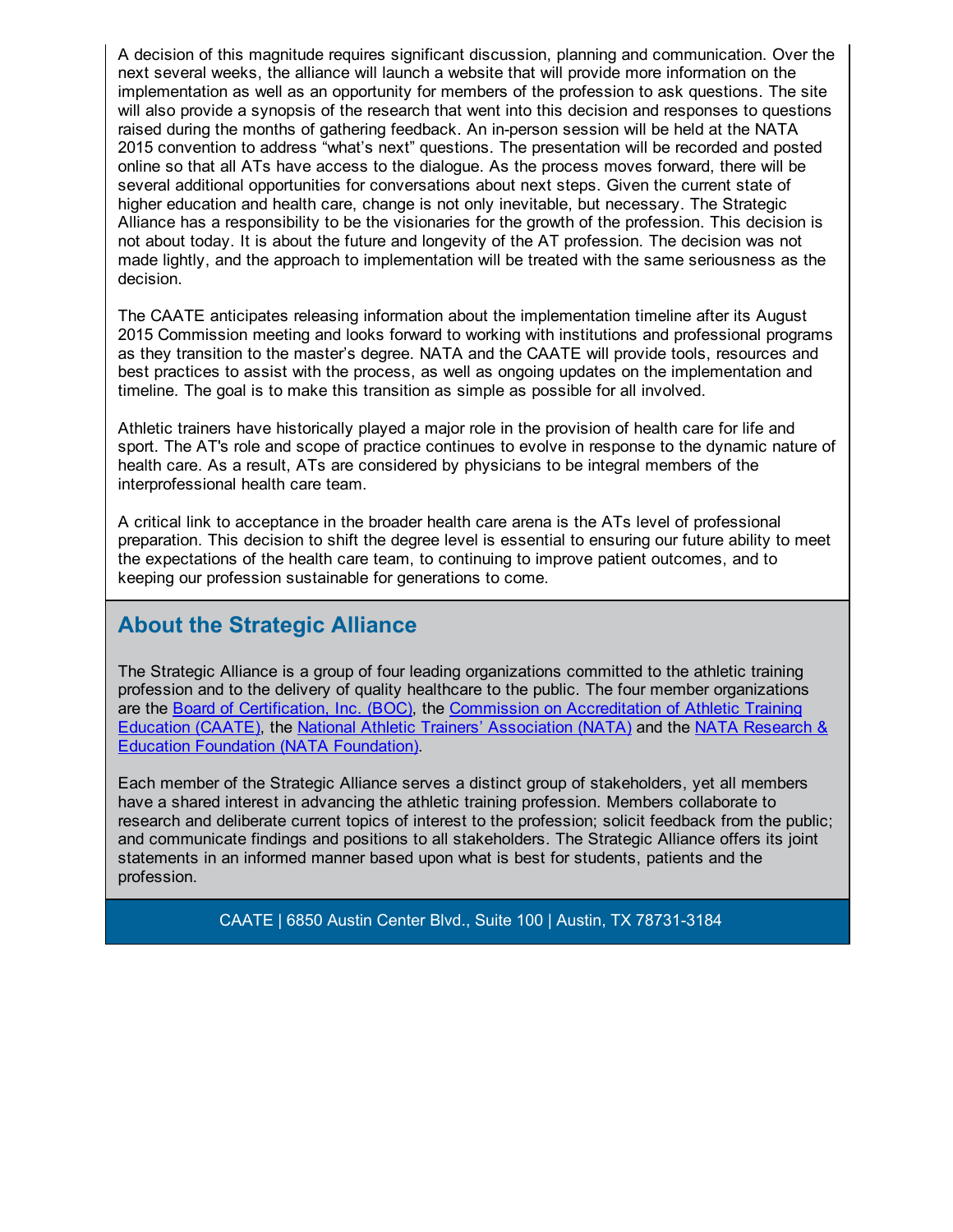A decision of this magnitude requires significant discussion, planning and communication. Over the next several weeks, the alliance will launch a website that will provide more information on the implementation as well as an opportunity for members of the profession to ask questions. The site will also provide a synopsis of the research that went into this decision and responses to questions raised during the months of gathering feedback. An in-person session will be held at the NATA 2015 convention to address "what's next" questions. The presentation will be recorded and posted online so that all ATs have access to the dialogue. As the process moves forward, there will be several additional opportunities for conversations about next steps. Given the current state of higher education and health care, change is not only inevitable, but necessary. The Strategic Alliance has a responsibility to be the visionaries for the growth of the profession. This decision is not about today. It is about the future and longevity of the AT profession. The decision was not made lightly, and the approach to implementation will be treated with the same seriousness as the decision.

The CAATE anticipates releasing information about the implementation timeline after its August 2015 Commission meeting and looks forward to working with institutions and professional programs as they transition to the master's degree. NATA and the CAATE will provide tools, resources and best practices to assist with the process, as well as ongoing updates on the implementation and timeline. The goal is to make this transition as simple as possible for all involved.

Athletic trainers have historically played a major role in the provision of health care for life and sport. The AT's role and scope of practice continues to evolve in response to the dynamic nature of health care. As a result, ATs are considered by physicians to be integral members of the interprofessional health care team.

A critical link to acceptance in the broader health care arena is the ATs level of professional preparation. This decision to shift the degree level is essential to ensuring our future ability to meet the expectations of the health care team, to continuing to improve patient outcomes, and to keeping our profession sustainable for generations to come.

## About the Strategic Alliance

The Strategic Alliance is a group of four leading organizations committed to the athletic training profession and to the delivery of quality healthcare to the public. The four member organizations are the Board of Certification, Inc. (BOC), the Commission on Accreditation of Athletic Training Education (CAATE), the National Athletic Trainers' Association (NATA) and the NATA Research & Education Foundation (NATA Foundation).

Each member of the Strategic Alliance serves a distinct group of stakeholders, yet all members have a shared interest in advancing the athletic training profession. Members collaborate to research and deliberate current topics of interest to the profession; solicit feedback from the public; and communicate findings and positions to all stakeholders. The Strategic Alliance offers its joint statements in an informed manner based upon what is best for students, patients and the profession.

CAATE | 6850 Austin Center Blvd., Suite 100 | Austin, TX 78731-3184